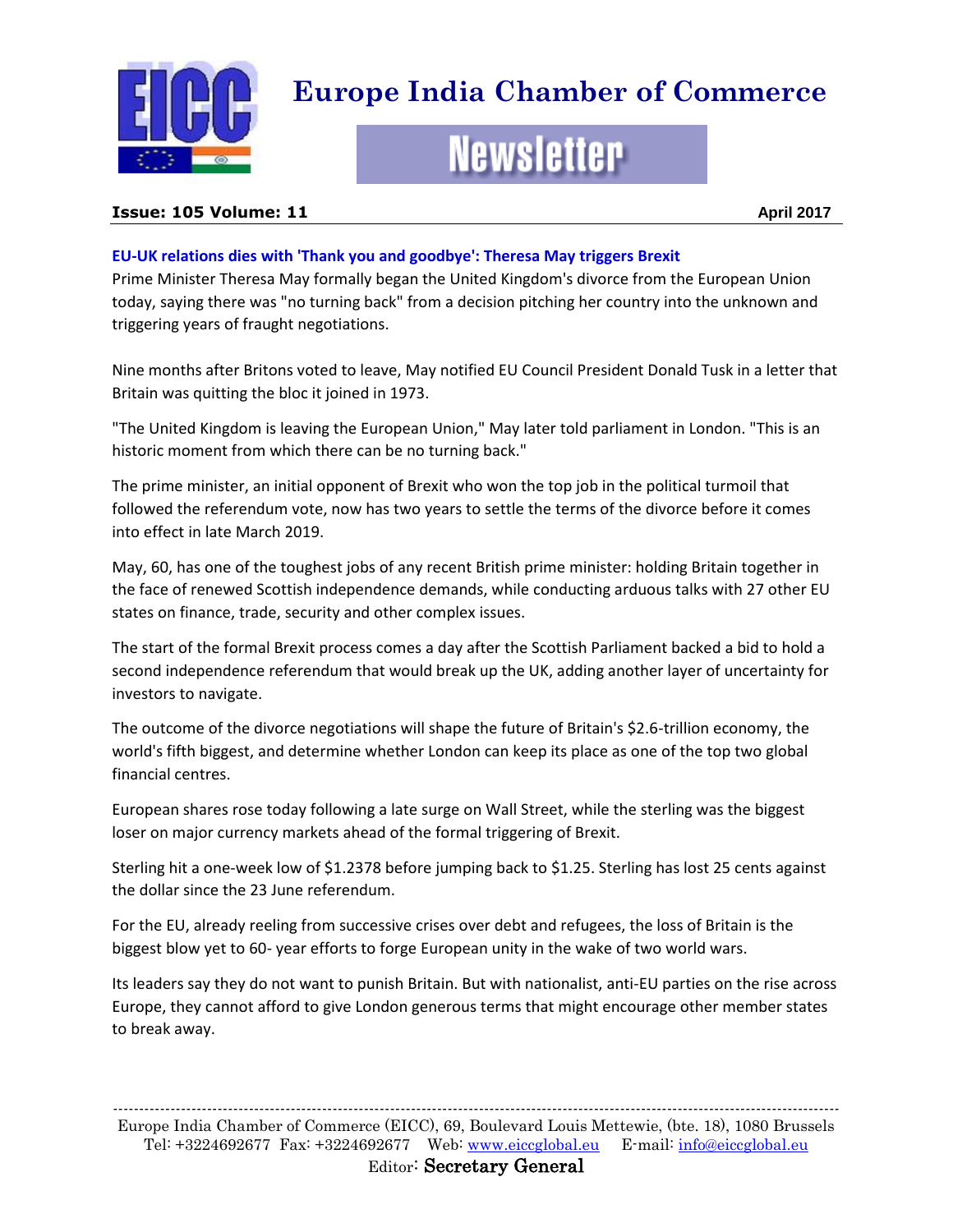# Europe India Chamber of Commerce

## Newsletter

**Issue: 105 Volume: 11** April 2017

### EU-UK relations dies with 'Thank you and goodbye': Theresa May triggers Brexit

Prime Minister Theresa May formally began the United Kingdom's divorce from the European Union today, saying there was "no turning back" from a decision pitching her country into the unknown and triggering years of fraught negotiations.

Nine months after Britons voted to leave, May notified EU Council President Donald Tusk in a letter that Britain was quitting the bloc it joined in 1973.

"The United Kingdom is leaving the European Union," May later told parliament in London. "This is an historic moment from which there can be no turning back."

The prime minister, an initial opponent of Brexit who won the top job in the political turmoil that followed the referendum vote, now has two years to settle the terms of the divorce before it comes into effect in late March 2019.

May, 60, has one of the toughest jobs of any recent British prime minister: holding Britain together in the face of renewed Scottish independence demands, while conducting arduous talks with 27 other EU states on finance, trade, security and other complex issues.

The start of the formal Brexit process comes a day after the Scottish Parliament backed a bid to hold a second independence referendum that would break up the UK, adding another layer of uncertainty for investors to navigate.

The outcome of the divorce negotiations will shape the future of Britain's $2.6-trillion economy, the world's fifth biggest, and determine whether London can keep its place as one of the top two global financial centres.

European shares rose today following a late surge on Wall Street, while the sterling was the biggest loser on major currency markets ahead of the formal triggering of Brexit.

Sterling hit a one-week low of $1.2378 before jumping back to $1.25. Sterling has lost 25 cents against the dollar since the 23 June referendum.

For the EU, already reeling from successive crises over debt and refugees, the loss of Britain is the biggest blow yet to 60- year efforts to forge European unity in the wake of two world wars.

Its leaders say they do not want to punish Britain. But with nationalist, anti-EU parties on the rise across Europe, they cannot afford to give London generous terms that might encourage other member states to break away.

---

Europe India Chamber of Commerce (EICC), 69, Boulevard Louis Mettewie, (bte. 18), 1080 Brussels
Tel: +3224692677 Fax: +3224692677 Web: www.eiccglobal.eu E-mail: info@eiccglobal.eu
Editor: Secretary General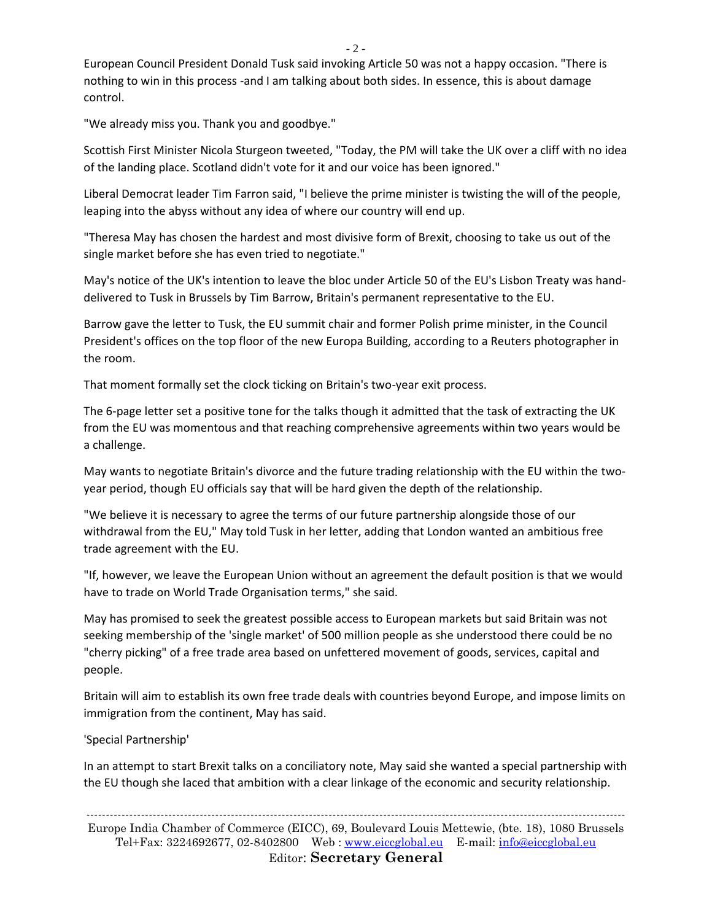European Council President Donald Tusk said invoking Article 50 was not a happy occasion. "There is nothing to win in this process -and I am talking about both sides. In essence, this is about damage control.

"We already miss you. Thank you and goodbye."

Scottish First Minister Nicola Sturgeon tweeted, "Today, the PM will take the UK over a cliff with no idea of the landing place. Scotland didn't vote for it and our voice has been ignored."

Liberal Democrat leader Tim Farron said, "I believe the prime minister is twisting the will of the people, leaping into the abyss without any idea of where our country will end up.

"Theresa May has chosen the hardest and most divisive form of Brexit, choosing to take us out of the single market before she has even tried to negotiate."

May's notice of the UK's intention to leave the bloc under Article 50 of the EU's Lisbon Treaty was hand-delivered to Tusk in Brussels by Tim Barrow, Britain's permanent representative to the EU.

Barrow gave the letter to Tusk, the EU summit chair and former Polish prime minister, in the Council President's offices on the top floor of the new Europa Building, according to a Reuters photographer in the room.

That moment formally set the clock ticking on Britain's two-year exit process.

The 6-page letter set a positive tone for the talks though it admitted that the task of extracting the UK from the EU was momentous and that reaching comprehensive agreements within two years would be a challenge.

May wants to negotiate Britain's divorce and the future trading relationship with the EU within the two-year period, though EU officials say that will be hard given the depth of the relationship.

"We believe it is necessary to agree the terms of our future partnership alongside those of our withdrawal from the EU," May told Tusk in her letter, adding that London wanted an ambitious free trade agreement with the EU.

"If, however, we leave the European Union without an agreement the default position is that we would have to trade on World Trade Organisation terms," she said.

May has promised to seek the greatest possible access to European markets but said Britain was not seeking membership of the 'single market' of 500 million people as she understood there could be no "cherry picking" of a free trade area based on unfettered movement of goods, services, capital and people.

Britain will aim to establish its own free trade deals with countries beyond Europe, and impose limits on immigration from the continent, May has said.

'Special Partnership'

In an attempt to start Brexit talks on a conciliatory note, May said she wanted a special partnership with the EU though she laced that ambition with a clear linkage of the economic and security relationship.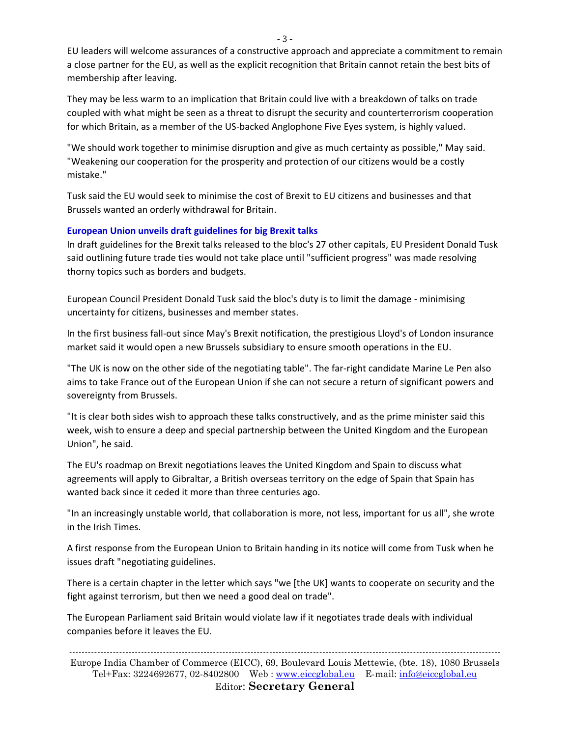EU leaders will welcome assurances of a constructive approach and appreciate a commitment to remain a close partner for the EU, as well as the explicit recognition that Britain cannot retain the best bits of membership after leaving.

They may be less warm to an implication that Britain could live with a breakdown of talks on trade coupled with what might be seen as a threat to disrupt the security and counterterrorism cooperation for which Britain, as a member of the US-backed Anglophone Five Eyes system, is highly valued.

"We should work together to minimise disruption and give as much certainty as possible," May said. "Weakening our cooperation for the prosperity and protection of our citizens would be a costly mistake."

Tusk said the EU would seek to minimise the cost of Brexit to EU citizens and businesses and that Brussels wanted an orderly withdrawal for Britain.

### European Union unveils draft guidelines for big Brexit talks

In draft guidelines for the Brexit talks released to the bloc's 27 other capitals, EU President Donald Tusk said outlining future trade ties would not take place until "sufficient progress" was made resolving thorny topics such as borders and budgets.

European Council President Donald Tusk said the bloc's duty is to limit the damage - minimising uncertainty for citizens, businesses and member states.

In the first business fall-out since May's Brexit notification, the prestigious Lloyd's of London insurance market said it would open a new Brussels subsidiary to ensure smooth operations in the EU.

"The UK is now on the other side of the negotiating table". The far-right candidate Marine Le Pen also aims to take France out of the European Union if she can not secure a return of significant powers and sovereignty from Brussels.

"It is clear both sides wish to approach these talks constructively, and as the prime minister said this week, wish to ensure a deep and special partnership between the United Kingdom and the European Union", he said.

The EU's roadmap on Brexit negotiations leaves the United Kingdom and Spain to discuss what agreements will apply to Gibraltar, a British overseas territory on the edge of Spain that Spain has wanted back since it ceded it more than three centuries ago.

"In an increasingly unstable world, that collaboration is more, not less, important for us all", she wrote in the Irish Times.

A first response from the European Union to Britain handing in its notice will come from Tusk when he issues draft "negotiating guidelines.

There is a certain chapter in the letter which says "we [the UK] wants to cooperate on security and the fight against terrorism, but then we need a good deal on trade".

The European Parliament said Britain would violate law if it negotiates trade deals with individual companies before it leaves the EU.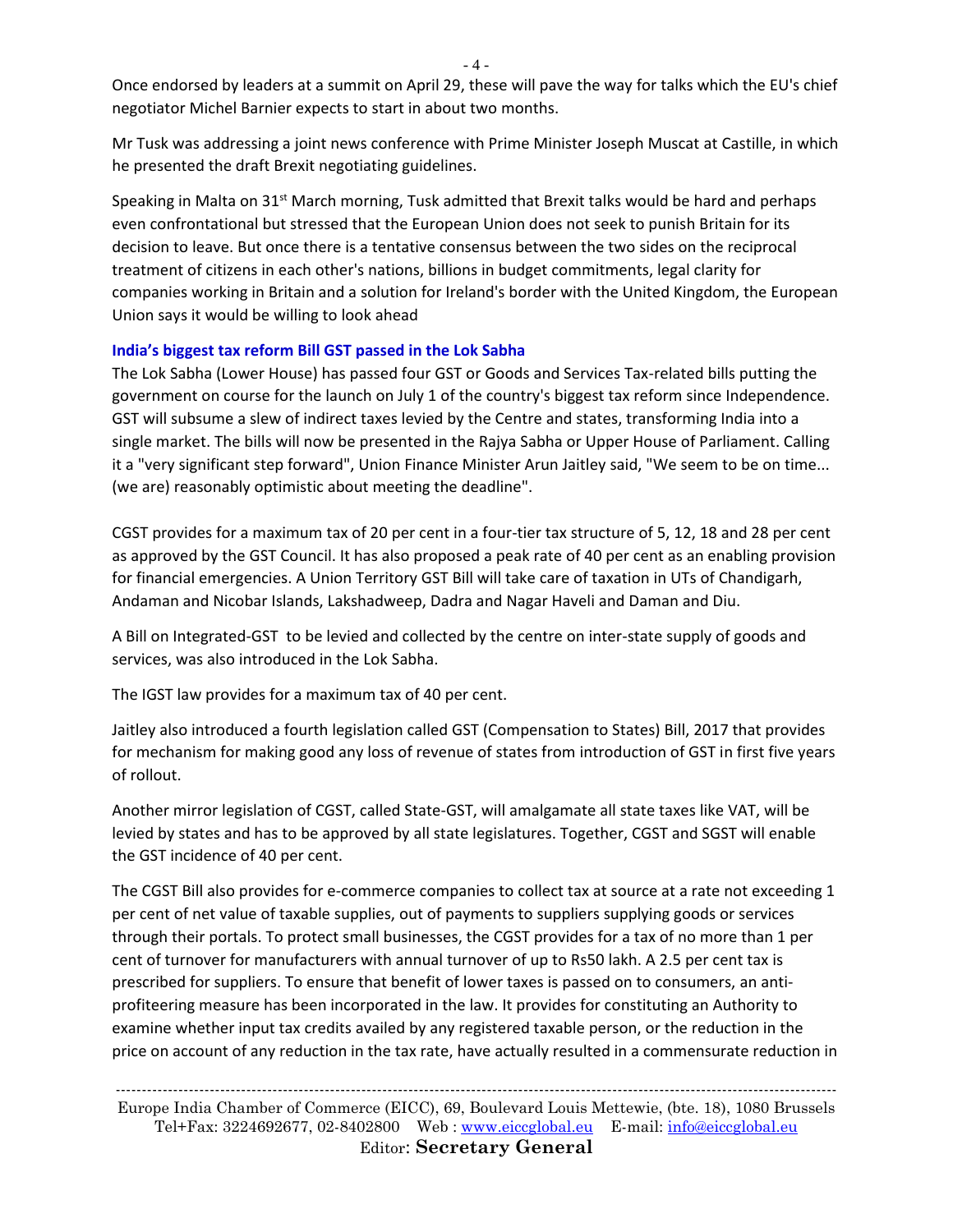Once endorsed by leaders at a summit on April 29, these will pave the way for talks which the EU's chief negotiator Michel Barnier expects to start in about two months.

Mr Tusk was addressing a joint news conference with Prime Minister Joseph Muscat at Castille, in which he presented the draft Brexit negotiating guidelines.

Speaking in Malta on 31st March morning, Tusk admitted that Brexit talks would be hard and perhaps even confrontational but stressed that the European Union does not seek to punish Britain for its decision to leave. But once there is a tentative consensus between the two sides on the reciprocal treatment of citizens in each other's nations, billions in budget commitments, legal clarity for companies working in Britain and a solution for Ireland's border with the United Kingdom, the European Union says it would be willing to look ahead

### India's biggest tax reform Bill GST passed in the Lok Sabha

The Lok Sabha (Lower House) has passed four GST or Goods and Services Tax-related bills putting the government on course for the launch on July 1 of the country's biggest tax reform since Independence. GST will subsume a slew of indirect taxes levied by the Centre and states, transforming India into a single market. The bills will now be presented in the Rajya Sabha or Upper House of Parliament. Calling it a "very significant step forward", Union Finance Minister Arun Jaitley said, "We seem to be on time... (we are) reasonably optimistic about meeting the deadline".

CGST provides for a maximum tax of 20 per cent in a four-tier tax structure of 5, 12, 18 and 28 per cent as approved by the GST Council. It has also proposed a peak rate of 40 per cent as an enabling provision for financial emergencies. A Union Territory GST Bill will take care of taxation in UTs of Chandigarh, Andaman and Nicobar Islands, Lakshadweep, Dadra and Nagar Haveli and Daman and Diu.

A Bill on Integrated-GST to be levied and collected by the centre on inter-state supply of goods and services, was also introduced in the Lok Sabha.

The IGST law provides for a maximum tax of 40 per cent.

Jaitley also introduced a fourth legislation called GST (Compensation to States) Bill, 2017 that provides for mechanism for making good any loss of revenue of states from introduction of GST in first five years of rollout.

Another mirror legislation of CGST, called State-GST, will amalgamate all state taxes like VAT, will be levied by states and has to be approved by all state legislatures. Together, CGST and SGST will enable the GST incidence of 40 per cent.

The CGST Bill also provides for e-commerce companies to collect tax at source at a rate not exceeding 1 per cent of net value of taxable supplies, out of payments to suppliers supplying goods or services through their portals. To protect small businesses, the CGST provides for a tax of no more than 1 per cent of turnover for manufacturers with annual turnover of up to Rs50 lakh. A 2.5 per cent tax is prescribed for suppliers. To ensure that benefit of lower taxes is passed on to consumers, an anti-profiteering measure has been incorporated in the law. It provides for constituting an Authority to examine whether input tax credits availed by any registered taxable person, or the reduction in the price on account of any reduction in the tax rate, have actually resulted in a commensurate reduction in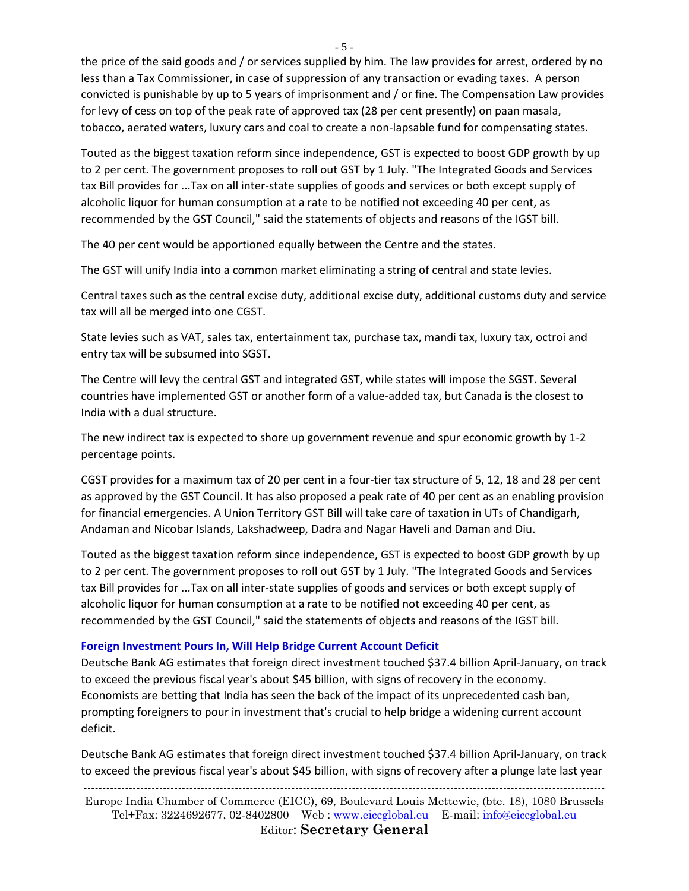the price of the said goods and / or services supplied by him. The law provides for arrest, ordered by no less than a Tax Commissioner, in case of suppression of any transaction or evading taxes. A person convicted is punishable by up to 5 years of imprisonment and / or fine. The Compensation Law provides for levy of cess on top of the peak rate of approved tax (28 per cent presently) on paan masala, tobacco, aerated waters, luxury cars and coal to create a non-lapsable fund for compensating states.

Touted as the biggest taxation reform since independence, GST is expected to boost GDP growth by up to 2 per cent. The government proposes to roll out GST by 1 July. "The Integrated Goods and Services tax Bill provides for ...Tax on all inter-state supplies of goods and services or both except supply of alcoholic liquor for human consumption at a rate to be notified not exceeding 40 per cent, as recommended by the GST Council," said the statements of objects and reasons of the IGST bill.

The 40 per cent would be apportioned equally between the Centre and the states.

The GST will unify India into a common market eliminating a string of central and state levies.

Central taxes such as the central excise duty, additional excise duty, additional customs duty and service tax will all be merged into one CGST.

State levies such as VAT, sales tax, entertainment tax, purchase tax, mandi tax, luxury tax, octroi and entry tax will be subsumed into SGST.

The Centre will levy the central GST and integrated GST, while states will impose the SGST. Several countries have implemented GST or another form of a value-added tax, but Canada is the closest to India with a dual structure.

The new indirect tax is expected to shore up government revenue and spur economic growth by 1-2 percentage points.

CGST provides for a maximum tax of 20 per cent in a four-tier tax structure of 5, 12, 18 and 28 per cent as approved by the GST Council. It has also proposed a peak rate of 40 per cent as an enabling provision for financial emergencies. A Union Territory GST Bill will take care of taxation in UTs of Chandigarh, Andaman and Nicobar Islands, Lakshadweep, Dadra and Nagar Haveli and Daman and Diu.

Touted as the biggest taxation reform since independence, GST is expected to boost GDP growth by up to 2 per cent. The government proposes to roll out GST by 1 July. "The Integrated Goods and Services tax Bill provides for ...Tax on all inter-state supplies of goods and services or both except supply of alcoholic liquor for human consumption at a rate to be notified not exceeding 40 per cent, as recommended by the GST Council," said the statements of objects and reasons of the IGST bill.

### Foreign Investment Pours In, Will Help Bridge Current Account Deficit

Deutsche Bank AG estimates that foreign direct investment touched $37.4 billion April-January, on track to exceed the previous fiscal year's about $45 billion, with signs of recovery in the economy. Economists are betting that India has seen the back of the impact of its unprecedented cash ban, prompting foreigners to pour in investment that's crucial to help bridge a widening current account deficit.

Deutsche Bank AG estimates that foreign direct investment touched $37.4 billion April-January, on track to exceed the previous fiscal year's about $45 billion, with signs of recovery after a plunge late last year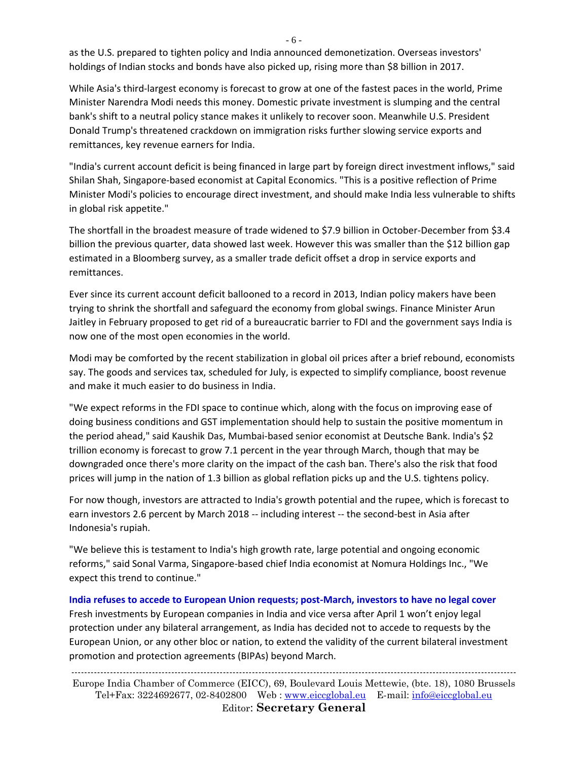as the U.S. prepared to tighten policy and India announced demonetization. Overseas investors' holdings of Indian stocks and bonds have also picked up, rising more than $8 billion in 2017.

While Asia's third-largest economy is forecast to grow at one of the fastest paces in the world, Prime Minister Narendra Modi needs this money. Domestic private investment is slumping and the central bank's shift to a neutral policy stance makes it unlikely to recover soon. Meanwhile U.S. President Donald Trump's threatened crackdown on immigration risks further slowing service exports and remittances, key revenue earners for India.

"India's current account deficit is being financed in large part by foreign direct investment inflows," said Shilan Shah, Singapore-based economist at Capital Economics. "This is a positive reflection of Prime Minister Modi's policies to encourage direct investment, and should make India less vulnerable to shifts in global risk appetite."

The shortfall in the broadest measure of trade widened to $7.9 billion in October-December from $3.4 billion the previous quarter, data showed last week. However this was smaller than the $12 billion gap estimated in a Bloomberg survey, as a smaller trade deficit offset a drop in service exports and remittances.

Ever since its current account deficit ballooned to a record in 2013, Indian policy makers have been trying to shrink the shortfall and safeguard the economy from global swings. Finance Minister Arun Jaitley in February proposed to get rid of a bureaucratic barrier to FDI and the government says India is now one of the most open economies in the world.

Modi may be comforted by the recent stabilization in global oil prices after a brief rebound, economists say. The goods and services tax, scheduled for July, is expected to simplify compliance, boost revenue and make it much easier to do business in India.

"We expect reforms in the FDI space to continue which, along with the focus on improving ease of doing business conditions and GST implementation should help to sustain the positive momentum in the period ahead," said Kaushik Das, Mumbai-based senior economist at Deutsche Bank. India's $2 trillion economy is forecast to grow 7.1 percent in the year through March, though that may be downgraded once there's more clarity on the impact of the cash ban. There's also the risk that food prices will jump in the nation of 1.3 billion as global reflation picks up and the U.S. tightens policy.

For now though, investors are attracted to India's growth potential and the rupee, which is forecast to earn investors 2.6 percent by March 2018 -- including interest -- the second-best in Asia after Indonesia's rupiah.

"We believe this is testament to India's high growth rate, large potential and ongoing economic reforms," said Sonal Varma, Singapore-based chief India economist at Nomura Holdings Inc., "We expect this trend to continue."

**India refuses to accede to European Union requests; post-March, investors to have no legal cover**

Fresh investments by European companies in India and vice versa after April 1 won't enjoy legal protection under any bilateral arrangement, as India has decided not to accede to requests by the European Union, or any other bloc or nation, to extend the validity of the current bilateral investment promotion and protection agreements (BIPAs) beyond March.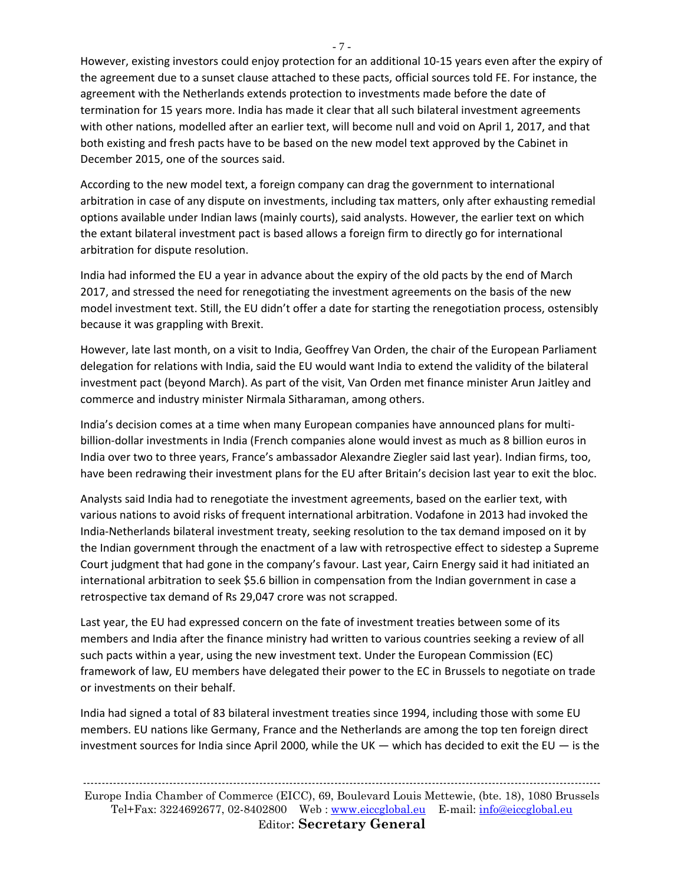However, existing investors could enjoy protection for an additional 10-15 years even after the expiry of the agreement due to a sunset clause attached to these pacts, official sources told FE. For instance, the agreement with the Netherlands extends protection to investments made before the date of termination for 15 years more. India has made it clear that all such bilateral investment agreements with other nations, modelled after an earlier text, will become null and void on April 1, 2017, and that both existing and fresh pacts have to be based on the new model text approved by the Cabinet in December 2015, one of the sources said.

According to the new model text, a foreign company can drag the government to international arbitration in case of any dispute on investments, including tax matters, only after exhausting remedial options available under Indian laws (mainly courts), said analysts. However, the earlier text on which the extant bilateral investment pact is based allows a foreign firm to directly go for international arbitration for dispute resolution.

India had informed the EU a year in advance about the expiry of the old pacts by the end of March 2017, and stressed the need for renegotiating the investment agreements on the basis of the new model investment text. Still, the EU didn't offer a date for starting the renegotiation process, ostensibly because it was grappling with Brexit.

However, late last month, on a visit to India, Geoffrey Van Orden, the chair of the European Parliament delegation for relations with India, said the EU would want India to extend the validity of the bilateral investment pact (beyond March). As part of the visit, Van Orden met finance minister Arun Jaitley and commerce and industry minister Nirmala Sitharaman, among others.

India's decision comes at a time when many European companies have announced plans for multi-billion-dollar investments in India (French companies alone would invest as much as 8 billion euros in India over two to three years, France's ambassador Alexandre Ziegler said last year). Indian firms, too, have been redrawing their investment plans for the EU after Britain's decision last year to exit the bloc.

Analysts said India had to renegotiate the investment agreements, based on the earlier text, with various nations to avoid risks of frequent international arbitration. Vodafone in 2013 had invoked the India-Netherlands bilateral investment treaty, seeking resolution to the tax demand imposed on it by the Indian government through the enactment of a law with retrospective effect to sidestep a Supreme Court judgment that had gone in the company's favour. Last year, Cairn Energy said it had initiated an international arbitration to seek $5.6 billion in compensation from the Indian government in case a retrospective tax demand of Rs 29,047 crore was not scrapped.

Last year, the EU had expressed concern on the fate of investment treaties between some of its members and India after the finance ministry had written to various countries seeking a review of all such pacts within a year, using the new investment text. Under the European Commission (EC) framework of law, EU members have delegated their power to the EC in Brussels to negotiate on trade or investments on their behalf.

India had signed a total of 83 bilateral investment treaties since 1994, including those with some EU members. EU nations like Germany, France and the Netherlands are among the top ten foreign direct investment sources for India since April 2000, while the UK — which has decided to exit the EU — is the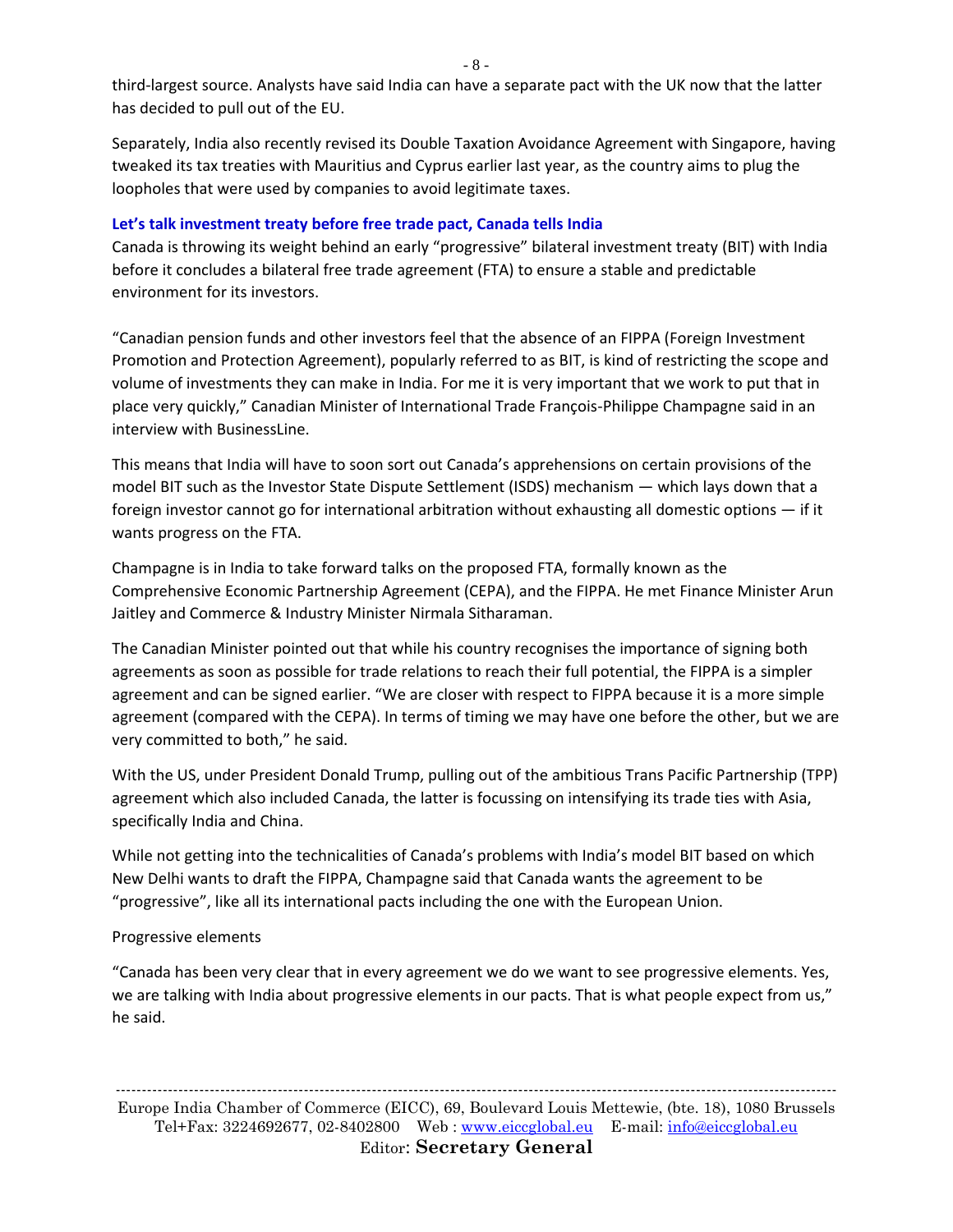third-largest source. Analysts have said India can have a separate pact with the UK now that the latter has decided to pull out of the EU.

Separately, India also recently revised its Double Taxation Avoidance Agreement with Singapore, having tweaked its tax treaties with Mauritius and Cyprus earlier last year, as the country aims to plug the loopholes that were used by companies to avoid legitimate taxes.

### Let's talk investment treaty before free trade pact, Canada tells India

Canada is throwing its weight behind an early "progressive" bilateral investment treaty (BIT) with India before it concludes a bilateral free trade agreement (FTA) to ensure a stable and predictable environment for its investors.

"Canadian pension funds and other investors feel that the absence of an FIPPA (Foreign Investment Promotion and Protection Agreement), popularly referred to as BIT, is kind of restricting the scope and volume of investments they can make in India. For me it is very important that we work to put that in place very quickly," Canadian Minister of International Trade François-Philippe Champagne said in an interview with BusinessLine.

This means that India will have to soon sort out Canada's apprehensions on certain provisions of the model BIT such as the Investor State Dispute Settlement (ISDS) mechanism — which lays down that a foreign investor cannot go for international arbitration without exhausting all domestic options — if it wants progress on the FTA.

Champagne is in India to take forward talks on the proposed FTA, formally known as the Comprehensive Economic Partnership Agreement (CEPA), and the FIPPA. He met Finance Minister Arun Jaitley and Commerce & Industry Minister Nirmala Sitharaman.

The Canadian Minister pointed out that while his country recognises the importance of signing both agreements as soon as possible for trade relations to reach their full potential, the FIPPA is a simpler agreement and can be signed earlier. "We are closer with respect to FIPPA because it is a more simple agreement (compared with the CEPA). In terms of timing we may have one before the other, but we are very committed to both," he said.

With the US, under President Donald Trump, pulling out of the ambitious Trans Pacific Partnership (TPP) agreement which also included Canada, the latter is focussing on intensifying its trade ties with Asia, specifically India and China.

While not getting into the technicalities of Canada's problems with India's model BIT based on which New Delhi wants to draft the FIPPA, Champagne said that Canada wants the agreement to be "progressive", like all its international pacts including the one with the European Union.

Progressive elements

"Canada has been very clear that in every agreement we do we want to see progressive elements. Yes, we are talking with India about progressive elements in our pacts. That is what people expect from us," he said.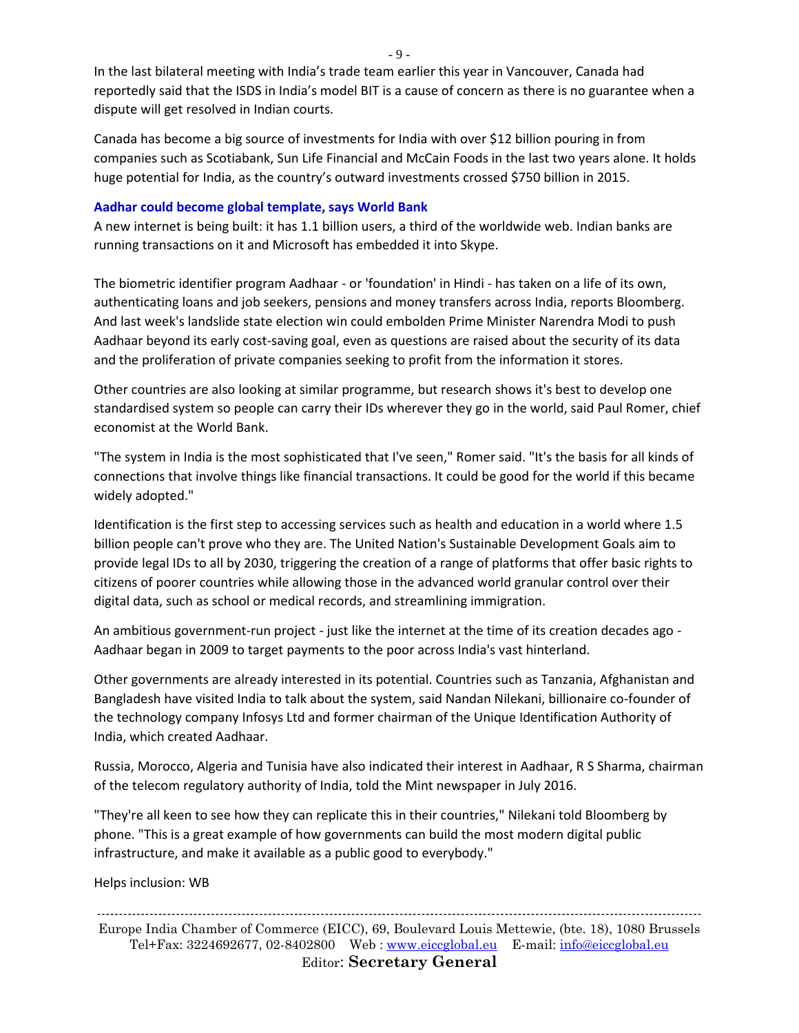In the last bilateral meeting with India's trade team earlier this year in Vancouver, Canada had reportedly said that the ISDS in India's model BIT is a cause of concern as there is no guarantee when a dispute will get resolved in Indian courts.

Canada has become a big source of investments for India with over $12 billion pouring in from companies such as Scotiabank, Sun Life Financial and McCain Foods in the last two years alone. It holds huge potential for India, as the country's outward investments crossed $750 billion in 2015.

### Aadhar could become global template, says World Bank

A new internet is being built: it has 1.1 billion users, a third of the worldwide web. Indian banks are running transactions on it and Microsoft has embedded it into Skype.

The biometric identifier program Aadhaar - or 'foundation' in Hindi - has taken on a life of its own, authenticating loans and job seekers, pensions and money transfers across India, reports Bloomberg. And last week's landslide state election win could embolden Prime Minister Narendra Modi to push Aadhaar beyond its early cost-saving goal, even as questions are raised about the security of its data and the proliferation of private companies seeking to profit from the information it stores.

Other countries are also looking at similar programme, but research shows it's best to develop one standardised system so people can carry their IDs wherever they go in the world, said Paul Romer, chief economist at the World Bank.

"The system in India is the most sophisticated that I've seen," Romer said. "It's the basis for all kinds of connections that involve things like financial transactions. It could be good for the world if this became widely adopted."

Identification is the first step to accessing services such as health and education in a world where 1.5 billion people can't prove who they are. The United Nation's Sustainable Development Goals aim to provide legal IDs to all by 2030, triggering the creation of a range of platforms that offer basic rights to citizens of poorer countries while allowing those in the advanced world granular control over their digital data, such as school or medical records, and streamlining immigration.

An ambitious government-run project - just like the internet at the time of its creation decades ago - Aadhaar began in 2009 to target payments to the poor across India's vast hinterland.

Other governments are already interested in its potential. Countries such as Tanzania, Afghanistan and Bangladesh have visited India to talk about the system, said Nandan Nilekani, billionaire co-founder of the technology company Infosys Ltd and former chairman of the Unique Identification Authority of India, which created Aadhaar.

Russia, Morocco, Algeria and Tunisia have also indicated their interest in Aadhaar, R S Sharma, chairman of the telecom regulatory authority of India, told the Mint newspaper in July 2016.

"They're all keen to see how they can replicate this in their countries," Nilekani told Bloomberg by phone. "This is a great example of how governments can build the most modern digital public infrastructure, and make it available as a public good to everybody."

Helps inclusion: WB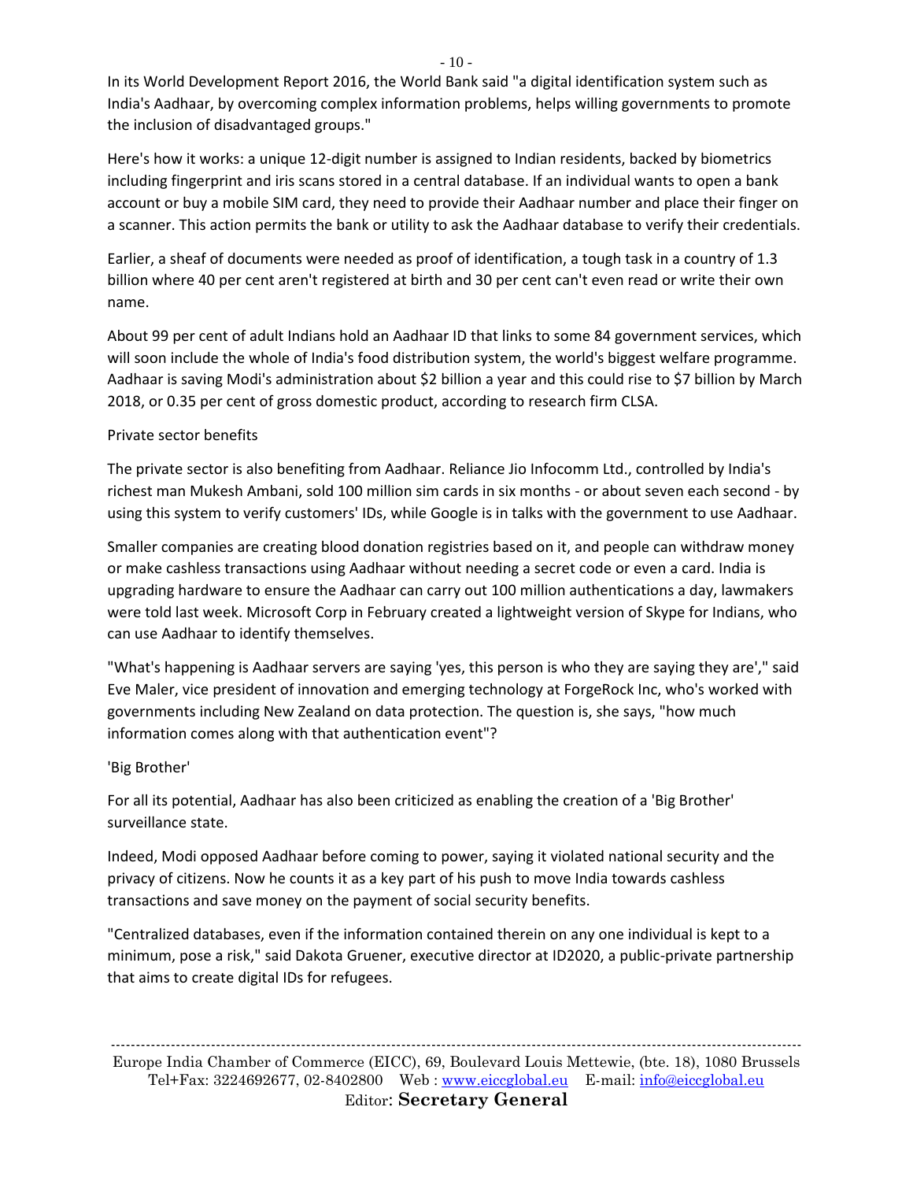In its World Development Report 2016, the World Bank said "a digital identification system such as India's Aadhaar, by overcoming complex information problems, helps willing governments to promote the inclusion of disadvantaged groups."

Here's how it works: a unique 12-digit number is assigned to Indian residents, backed by biometrics including fingerprint and iris scans stored in a central database. If an individual wants to open a bank account or buy a mobile SIM card, they need to provide their Aadhaar number and place their finger on a scanner. This action permits the bank or utility to ask the Aadhaar database to verify their credentials.

Earlier, a sheaf of documents were needed as proof of identification, a tough task in a country of 1.3 billion where 40 per cent aren't registered at birth and 30 per cent can't even read or write their own name.

About 99 per cent of adult Indians hold an Aadhaar ID that links to some 84 government services, which will soon include the whole of India's food distribution system, the world's biggest welfare programme. Aadhaar is saving Modi's administration about $2 billion a year and this could rise to $7 billion by March 2018, or 0.35 per cent of gross domestic product, according to research firm CLSA.

Private sector benefits

The private sector is also benefiting from Aadhaar. Reliance Jio Infocomm Ltd., controlled by India's richest man Mukesh Ambani, sold 100 million sim cards in six months - or about seven each second - by using this system to verify customers' IDs, while Google is in talks with the government to use Aadhaar.

Smaller companies are creating blood donation registries based on it, and people can withdraw money or make cashless transactions using Aadhaar without needing a secret code or even a card. India is upgrading hardware to ensure the Aadhaar can carry out 100 million authentications a day, lawmakers were told last week. Microsoft Corp in February created a lightweight version of Skype for Indians, who can use Aadhaar to identify themselves.

"What's happening is Aadhaar servers are saying 'yes, this person is who they are saying they are'," said Eve Maler, vice president of innovation and emerging technology at ForgeRock Inc, who's worked with governments including New Zealand on data protection. The question is, she says, "how much information comes along with that authentication event"?

'Big Brother'

For all its potential, Aadhaar has also been criticized as enabling the creation of a 'Big Brother' surveillance state.

Indeed, Modi opposed Aadhaar before coming to power, saying it violated national security and the privacy of citizens. Now he counts it as a key part of his push to move India towards cashless transactions and save money on the payment of social security benefits.

"Centralized databases, even if the information contained therein on any one individual is kept to a minimum, pose a risk," said Dakota Gruener, executive director at ID2020, a public-private partnership that aims to create digital IDs for refugees.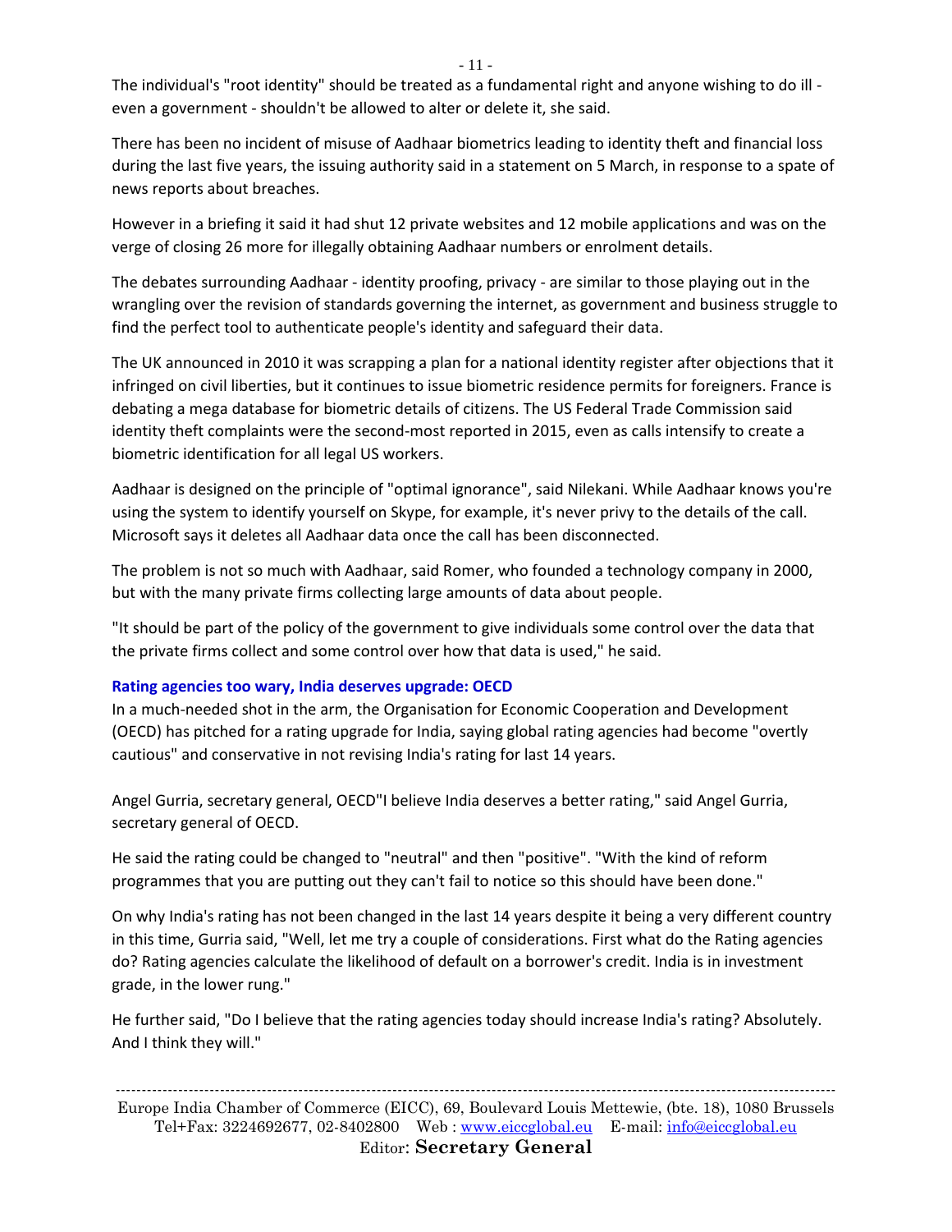The individual's "root identity" should be treated as a fundamental right and anyone wishing to do ill - even a government - shouldn't be allowed to alter or delete it, she said.

There has been no incident of misuse of Aadhaar biometrics leading to identity theft and financial loss during the last five years, the issuing authority said in a statement on 5 March, in response to a spate of news reports about breaches.

However in a briefing it said it had shut 12 private websites and 12 mobile applications and was on the verge of closing 26 more for illegally obtaining Aadhaar numbers or enrolment details.

The debates surrounding Aadhaar - identity proofing, privacy - are similar to those playing out in the wrangling over the revision of standards governing the internet, as government and business struggle to find the perfect tool to authenticate people's identity and safeguard their data.

The UK announced in 2010 it was scrapping a plan for a national identity register after objections that it infringed on civil liberties, but it continues to issue biometric residence permits for foreigners. France is debating a mega database for biometric details of citizens. The US Federal Trade Commission said identity theft complaints were the second-most reported in 2015, even as calls intensify to create a biometric identification for all legal US workers.

Aadhaar is designed on the principle of "optimal ignorance", said Nilekani. While Aadhaar knows you're using the system to identify yourself on Skype, for example, it's never privy to the details of the call. Microsoft says it deletes all Aadhaar data once the call has been disconnected.

The problem is not so much with Aadhaar, said Romer, who founded a technology company in 2000, but with the many private firms collecting large amounts of data about people.

"It should be part of the policy of the government to give individuals some control over the data that the private firms collect and some control over how that data is used," he said.

### Rating agencies too wary, India deserves upgrade: OECD

In a much-needed shot in the arm, the Organisation for Economic Cooperation and Development (OECD) has pitched for a rating upgrade for India, saying global rating agencies had become "overtly cautious" and conservative in not revising India's rating for last 14 years.

Angel Gurria, secretary general, OECD"I believe India deserves a better rating," said Angel Gurria, secretary general of OECD.

He said the rating could be changed to "neutral" and then "positive". "With the kind of reform programmes that you are putting out they can't fail to notice so this should have been done."

On why India's rating has not been changed in the last 14 years despite it being a very different country in this time, Gurria said, "Well, let me try a couple of considerations. First what do the Rating agencies do? Rating agencies calculate the likelihood of default on a borrower's credit. India is in investment grade, in the lower rung."

He further said, "Do I believe that the rating agencies today should increase India's rating? Absolutely. And I think they will."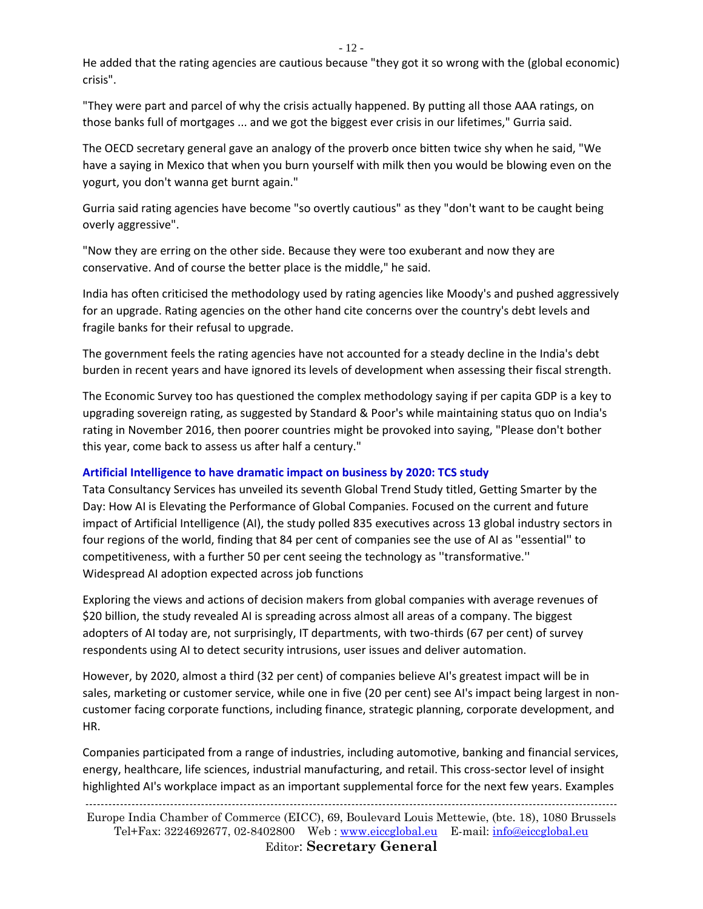He added that the rating agencies are cautious because "they got it so wrong with the (global economic) crisis".

"They were part and parcel of why the crisis actually happened. By putting all those AAA ratings, on those banks full of mortgages ... and we got the biggest ever crisis in our lifetimes," Gurria said.

The OECD secretary general gave an analogy of the proverb once bitten twice shy when he said, "We have a saying in Mexico that when you burn yourself with milk then you would be blowing even on the yogurt, you don't wanna get burnt again."

Gurria said rating agencies have become "so overtly cautious" as they "don't want to be caught being overly aggressive".

"Now they are erring on the other side. Because they were too exuberant and now they are conservative. And of course the better place is the middle," he said.

India has often criticised the methodology used by rating agencies like Moody's and pushed aggressively for an upgrade. Rating agencies on the other hand cite concerns over the country's debt levels and fragile banks for their refusal to upgrade.

The government feels the rating agencies have not accounted for a steady decline in the India's debt burden in recent years and have ignored its levels of development when assessing their fiscal strength.

The Economic Survey too has questioned the complex methodology saying if per capita GDP is a key to upgrading sovereign rating, as suggested by Standard & Poor's while maintaining status quo on India's rating in November 2016, then poorer countries might be provoked into saying, "Please don't bother this year, come back to assess us after half a century."

## Artificial Intelligence to have dramatic impact on business by 2020: TCS study

Tata Consultancy Services has unveiled its seventh Global Trend Study titled, Getting Smarter by the Day: How AI is Elevating the Performance of Global Companies. Focused on the current and future impact of Artificial Intelligence (AI), the study polled 835 executives across 13 global industry sectors in four regions of the world, finding that 84 per cent of companies see the use of AI as ''essential'' to competitiveness, with a further 50 per cent seeing the technology as ''transformative.''
Widespread AI adoption expected across job functions

Exploring the views and actions of decision makers from global companies with average revenues of $20 billion, the study revealed AI is spreading across almost all areas of a company. The biggest adopters of AI today are, not surprisingly, IT departments, with two-thirds (67 per cent) of survey respondents using AI to detect security intrusions, user issues and deliver automation.

However, by 2020, almost a third (32 per cent) of companies believe AI's greatest impact will be in sales, marketing or customer service, while one in five (20 per cent) see AI's impact being largest in non-customer facing corporate functions, including finance, strategic planning, corporate development, and HR.

Companies participated from a range of industries, including automotive, banking and financial services, energy, healthcare, life sciences, industrial manufacturing, and retail. This cross-sector level of insight highlighted AI's workplace impact as an important supplemental force for the next few years. Examples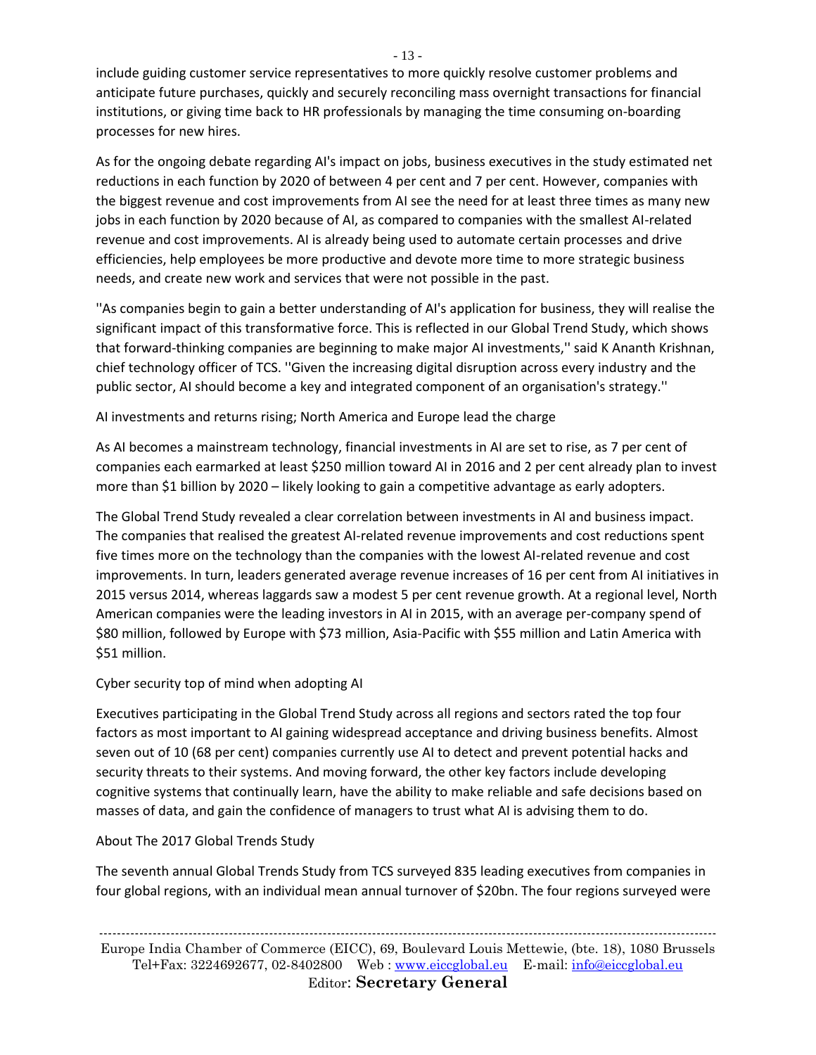include guiding customer service representatives to more quickly resolve customer problems and anticipate future purchases, quickly and securely reconciling mass overnight transactions for financial institutions, or giving time back to HR professionals by managing the time consuming on-boarding processes for new hires.

As for the ongoing debate regarding AI's impact on jobs, business executives in the study estimated net reductions in each function by 2020 of between 4 per cent and 7 per cent. However, companies with the biggest revenue and cost improvements from AI see the need for at least three times as many new jobs in each function by 2020 because of AI, as compared to companies with the smallest AI-related revenue and cost improvements. AI is already being used to automate certain processes and drive efficiencies, help employees be more productive and devote more time to more strategic business needs, and create new work and services that were not possible in the past.

''As companies begin to gain a better understanding of AI's application for business, they will realise the significant impact of this transformative force. This is reflected in our Global Trend Study, which shows that forward-thinking companies are beginning to make major AI investments,'' said K Ananth Krishnan, chief technology officer of TCS. ''Given the increasing digital disruption across every industry and the public sector, AI should become a key and integrated component of an organisation's strategy.''

AI investments and returns rising; North America and Europe lead the charge

As AI becomes a mainstream technology, financial investments in AI are set to rise, as 7 per cent of companies each earmarked at least $250 million toward AI in 2016 and 2 per cent already plan to invest more than $1 billion by 2020 – likely looking to gain a competitive advantage as early adopters.

The Global Trend Study revealed a clear correlation between investments in AI and business impact. The companies that realised the greatest AI-related revenue improvements and cost reductions spent five times more on the technology than the companies with the lowest AI-related revenue and cost improvements. In turn, leaders generated average revenue increases of 16 per cent from AI initiatives in 2015 versus 2014, whereas laggards saw a modest 5 per cent revenue growth. At a regional level, North American companies were the leading investors in AI in 2015, with an average per-company spend of $80 million, followed by Europe with $73 million, Asia-Pacific with $55 million and Latin America with $51 million.

Cyber security top of mind when adopting AI

Executives participating in the Global Trend Study across all regions and sectors rated the top four factors as most important to AI gaining widespread acceptance and driving business benefits. Almost seven out of 10 (68 per cent) companies currently use AI to detect and prevent potential hacks and security threats to their systems. And moving forward, the other key factors include developing cognitive systems that continually learn, have the ability to make reliable and safe decisions based on masses of data, and gain the confidence of managers to trust what AI is advising them to do.

About The 2017 Global Trends Study

The seventh annual Global Trends Study from TCS surveyed 835 leading executives from companies in four global regions, with an individual mean annual turnover of $20bn. The four regions surveyed were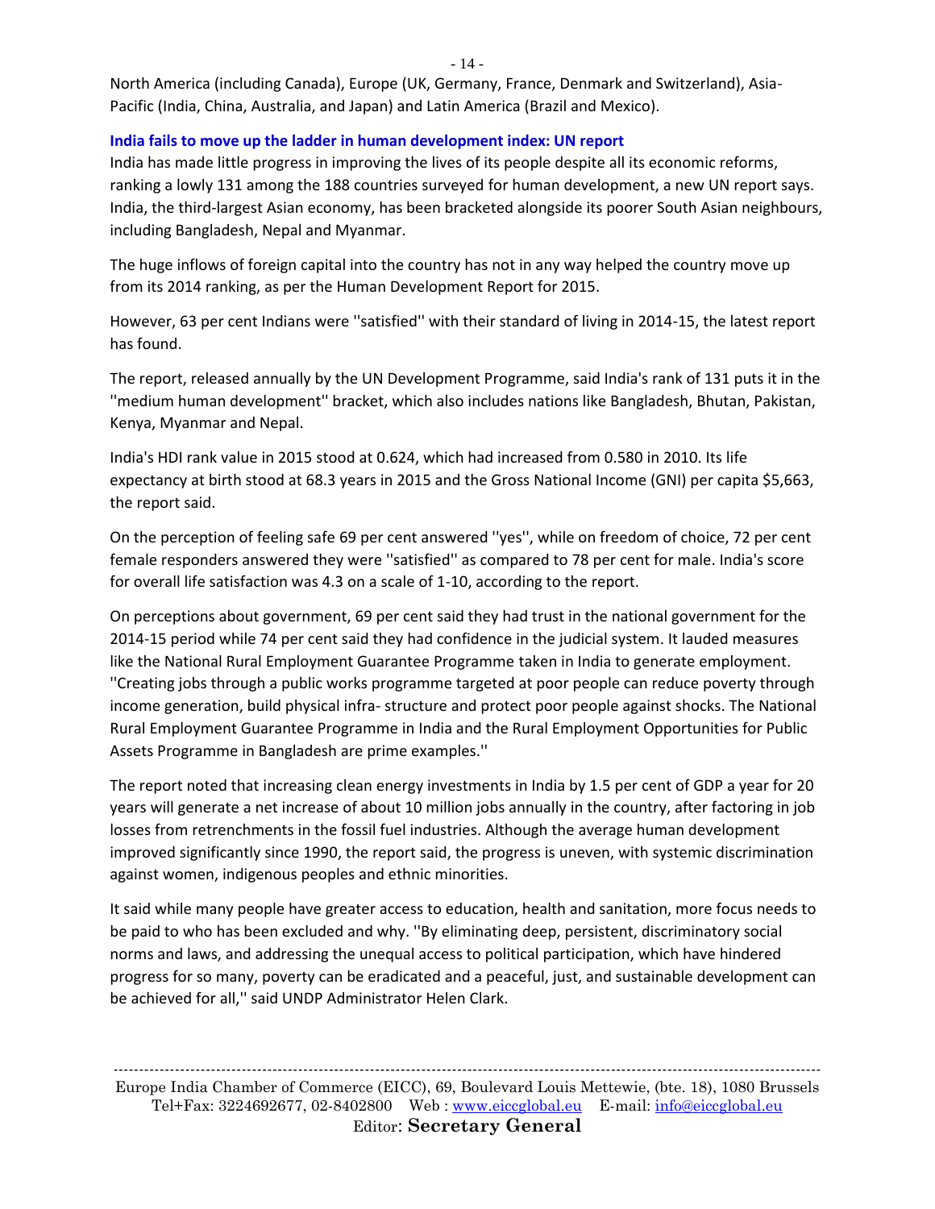North America (including Canada), Europe (UK, Germany, France, Denmark and Switzerland), Asia-Pacific (India, China, Australia, and Japan) and Latin America (Brazil and Mexico).

### India fails to move up the ladder in human development index: UN report

India has made little progress in improving the lives of its people despite all its economic reforms, ranking a lowly 131 among the 188 countries surveyed for human development, a new UN report says. India, the third-largest Asian economy, has been bracketed alongside its poorer South Asian neighbours, including Bangladesh, Nepal and Myanmar.

The huge inflows of foreign capital into the country has not in any way helped the country move up from its 2014 ranking, as per the Human Development Report for 2015.

However, 63 per cent Indians were ''satisfied'' with their standard of living in 2014-15, the latest report has found.

The report, released annually by the UN Development Programme, said India's rank of 131 puts it in the ''medium human development'' bracket, which also includes nations like Bangladesh, Bhutan, Pakistan, Kenya, Myanmar and Nepal.

India's HDI rank value in 2015 stood at 0.624, which had increased from 0.580 in 2010. Its life expectancy at birth stood at 68.3 years in 2015 and the Gross National Income (GNI) per capita $5,663, the report said.

On the perception of feeling safe 69 per cent answered ''yes'', while on freedom of choice, 72 per cent female responders answered they were ''satisfied'' as compared to 78 per cent for male. India's score for overall life satisfaction was 4.3 on a scale of 1-10, according to the report.

On perceptions about government, 69 per cent said they had trust in the national government for the 2014-15 period while 74 per cent said they had confidence in the judicial system. It lauded measures like the National Rural Employment Guarantee Programme taken in India to generate employment. ''Creating jobs through a public works programme targeted at poor people can reduce poverty through income generation, build physical infra- structure and protect poor people against shocks. The National Rural Employment Guarantee Programme in India and the Rural Employment Opportunities for Public Assets Programme in Bangladesh are prime examples.''

The report noted that increasing clean energy investments in India by 1.5 per cent of GDP a year for 20 years will generate a net increase of about 10 million jobs annually in the country, after factoring in job losses from retrenchments in the fossil fuel industries. Although the average human development improved significantly since 1990, the report said, the progress is uneven, with systemic discrimination against women, indigenous peoples and ethnic minorities.

It said while many people have greater access to education, health and sanitation, more focus needs to be paid to who has been excluded and why. ''By eliminating deep, persistent, discriminatory social norms and laws, and addressing the unequal access to political participation, which have hindered progress for so many, poverty can be eradicated and a peaceful, just, and sustainable development can be achieved for all,'' said UNDP Administrator Helen Clark.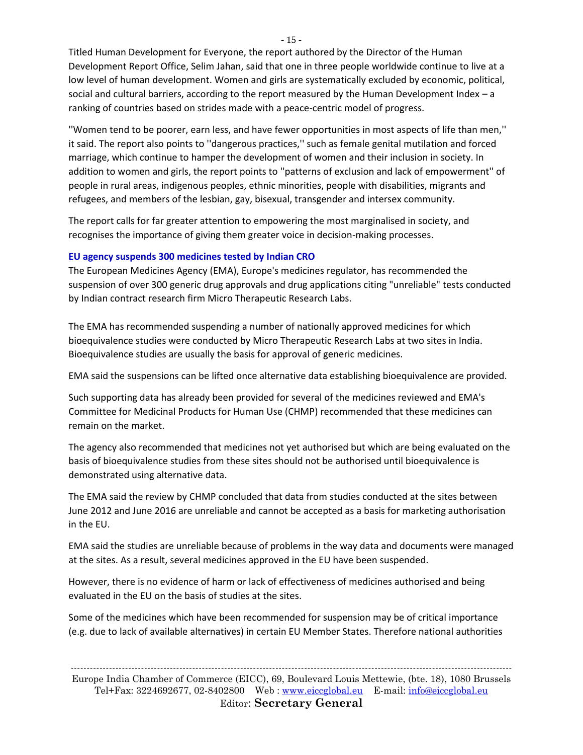Titled Human Development for Everyone, the report authored by the Director of the Human Development Report Office, Selim Jahan, said that one in three people worldwide continue to live at a low level of human development. Women and girls are systematically excluded by economic, political, social and cultural barriers, according to the report measured by the Human Development Index – a ranking of countries based on strides made with a peace-centric model of progress.

''Women tend to be poorer, earn less, and have fewer opportunities in most aspects of life than men,'' it said. The report also points to ''dangerous practices,'' such as female genital mutilation and forced marriage, which continue to hamper the development of women and their inclusion in society. In addition to women and girls, the report points to ''patterns of exclusion and lack of empowerment'' of people in rural areas, indigenous peoples, ethnic minorities, people with disabilities, migrants and refugees, and members of the lesbian, gay, bisexual, transgender and intersex community.

The report calls for far greater attention to empowering the most marginalised in society, and recognises the importance of giving them greater voice in decision-making processes.

### EU agency suspends 300 medicines tested by Indian CRO

The European Medicines Agency (EMA), Europe's medicines regulator, has recommended the suspension of over 300 generic drug approvals and drug applications citing "unreliable" tests conducted by Indian contract research firm Micro Therapeutic Research Labs.

The EMA has recommended suspending a number of nationally approved medicines for which bioequivalence studies were conducted by Micro Therapeutic Research Labs at two sites in India. Bioequivalence studies are usually the basis for approval of generic medicines.

EMA said the suspensions can be lifted once alternative data establishing bioequivalence are provided.

Such supporting data has already been provided for several of the medicines reviewed and EMA's Committee for Medicinal Products for Human Use (CHMP) recommended that these medicines can remain on the market.

The agency also recommended that medicines not yet authorised but which are being evaluated on the basis of bioequivalence studies from these sites should not be authorised until bioequivalence is demonstrated using alternative data.

The EMA said the review by CHMP concluded that data from studies conducted at the sites between June 2012 and June 2016 are unreliable and cannot be accepted as a basis for marketing authorisation in the EU.

EMA said the studies are unreliable because of problems in the way data and documents were managed at the sites. As a result, several medicines approved in the EU have been suspended.

However, there is no evidence of harm or lack of effectiveness of medicines authorised and being evaluated in the EU on the basis of studies at the sites.

Some of the medicines which have been recommended for suspension may be of critical importance (e.g. due to lack of available alternatives) in certain EU Member States. Therefore national authorities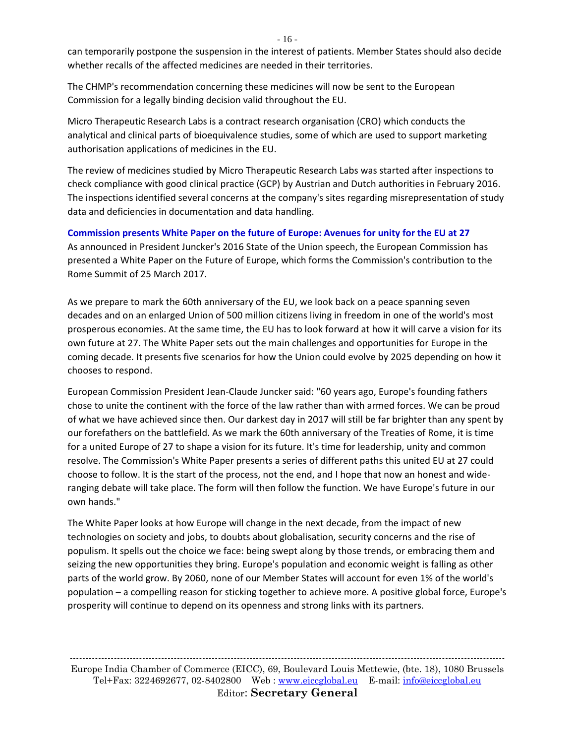can temporarily postpone the suspension in the interest of patients. Member States should also decide whether recalls of the affected medicines are needed in their territories.

The CHMP's recommendation concerning these medicines will now be sent to the European Commission for a legally binding decision valid throughout the EU.

Micro Therapeutic Research Labs is a contract research organisation (CRO) which conducts the analytical and clinical parts of bioequivalence studies, some of which are used to support marketing authorisation applications of medicines in the EU.

The review of medicines studied by Micro Therapeutic Research Labs was started after inspections to check compliance with good clinical practice (GCP) by Austrian and Dutch authorities in February 2016. The inspections identified several concerns at the company's sites regarding misrepresentation of study data and deficiencies in documentation and data handling.

**Commission presents White Paper on the future of Europe: Avenues for unity for the EU at 27**

As announced in President Juncker's 2016 State of the Union speech, the European Commission has presented a White Paper on the Future of Europe, which forms the Commission's contribution to the Rome Summit of 25 March 2017.

As we prepare to mark the 60th anniversary of the EU, we look back on a peace spanning seven decades and on an enlarged Union of 500 million citizens living in freedom in one of the world's most prosperous economies. At the same time, the EU has to look forward at how it will carve a vision for its own future at 27. The White Paper sets out the main challenges and opportunities for Europe in the coming decade. It presents five scenarios for how the Union could evolve by 2025 depending on how it chooses to respond.

European Commission President Jean-Claude Juncker said: "60 years ago, Europe's founding fathers chose to unite the continent with the force of the law rather than with armed forces. We can be proud of what we have achieved since then. Our darkest day in 2017 will still be far brighter than any spent by our forefathers on the battlefield. As we mark the 60th anniversary of the Treaties of Rome, it is time for a united Europe of 27 to shape a vision for its future. It's time for leadership, unity and common resolve. The Commission's White Paper presents a series of different paths this united EU at 27 could choose to follow. It is the start of the process, not the end, and I hope that now an honest and wide-ranging debate will take place. The form will then follow the function. We have Europe's future in our own hands."

The White Paper looks at how Europe will change in the next decade, from the impact of new technologies on society and jobs, to doubts about globalisation, security concerns and the rise of populism. It spells out the choice we face: being swept along by those trends, or embracing them and seizing the new opportunities they bring. Europe's population and economic weight is falling as other parts of the world grow. By 2060, none of our Member States will account for even 1% of the world's population – a compelling reason for sticking together to achieve more. A positive global force, Europe's prosperity will continue to depend on its openness and strong links with its partners.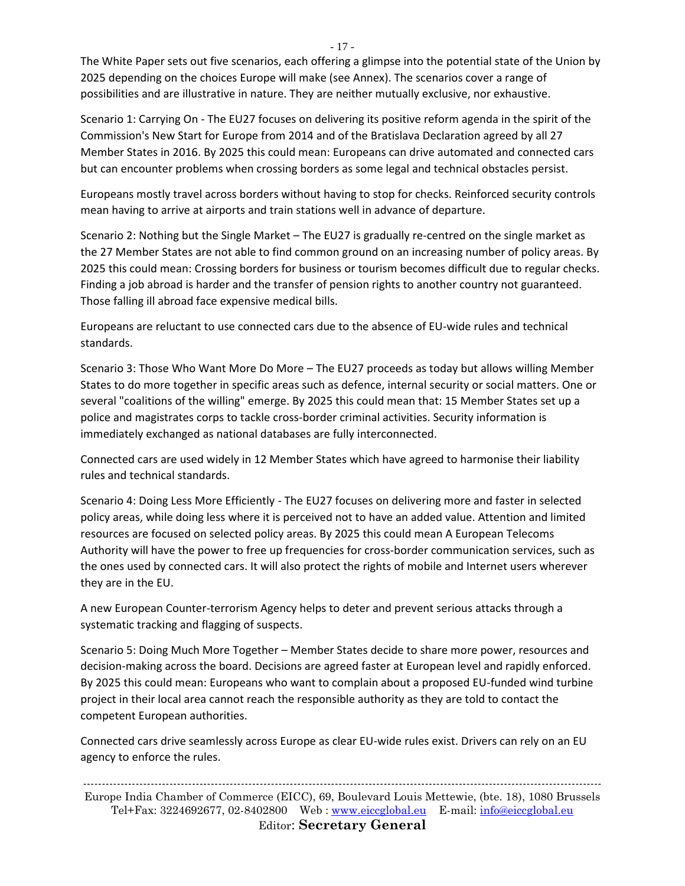The White Paper sets out five scenarios, each offering a glimpse into the potential state of the Union by 2025 depending on the choices Europe will make (see Annex). The scenarios cover a range of possibilities and are illustrative in nature. They are neither mutually exclusive, nor exhaustive.

Scenario 1: Carrying On - The EU27 focuses on delivering its positive reform agenda in the spirit of the Commission's New Start for Europe from 2014 and of the Bratislava Declaration agreed by all 27 Member States in 2016. By 2025 this could mean: Europeans can drive automated and connected cars but can encounter problems when crossing borders as some legal and technical obstacles persist.

Europeans mostly travel across borders without having to stop for checks. Reinforced security controls mean having to arrive at airports and train stations well in advance of departure.

Scenario 2: Nothing but the Single Market – The EU27 is gradually re-centred on the single market as the 27 Member States are not able to find common ground on an increasing number of policy areas. By 2025 this could mean: Crossing borders for business or tourism becomes difficult due to regular checks. Finding a job abroad is harder and the transfer of pension rights to another country not guaranteed. Those falling ill abroad face expensive medical bills.

Europeans are reluctant to use connected cars due to the absence of EU-wide rules and technical standards.

Scenario 3: Those Who Want More Do More – The EU27 proceeds as today but allows willing Member States to do more together in specific areas such as defence, internal security or social matters. One or several "coalitions of the willing" emerge. By 2025 this could mean that: 15 Member States set up a police and magistrates corps to tackle cross-border criminal activities. Security information is immediately exchanged as national databases are fully interconnected.

Connected cars are used widely in 12 Member States which have agreed to harmonise their liability rules and technical standards.

Scenario 4: Doing Less More Efficiently - The EU27 focuses on delivering more and faster in selected policy areas, while doing less where it is perceived not to have an added value. Attention and limited resources are focused on selected policy areas. By 2025 this could mean A European Telecoms Authority will have the power to free up frequencies for cross-border communication services, such as the ones used by connected cars. It will also protect the rights of mobile and Internet users wherever they are in the EU.

A new European Counter-terrorism Agency helps to deter and prevent serious attacks through a systematic tracking and flagging of suspects.

Scenario 5: Doing Much More Together – Member States decide to share more power, resources and decision-making across the board. Decisions are agreed faster at European level and rapidly enforced. By 2025 this could mean: Europeans who want to complain about a proposed EU-funded wind turbine project in their local area cannot reach the responsible authority as they are told to contact the competent European authorities.

Connected cars drive seamlessly across Europe as clear EU-wide rules exist. Drivers can rely on an EU agency to enforce the rules.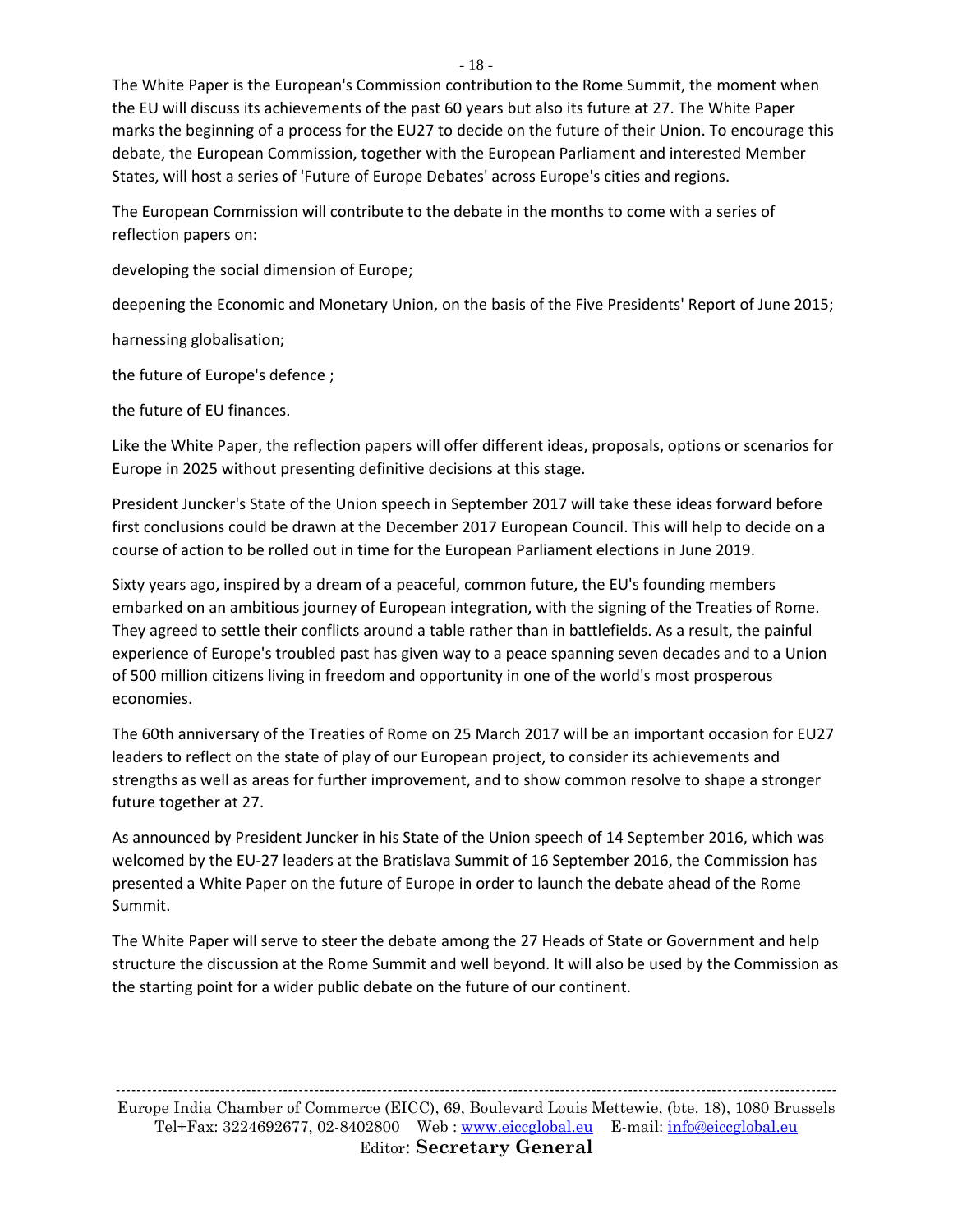The White Paper is the European's Commission contribution to the Rome Summit, the moment when the EU will discuss its achievements of the past 60 years but also its future at 27. The White Paper marks the beginning of a process for the EU27 to decide on the future of their Union. To encourage this debate, the European Commission, together with the European Parliament and interested Member States, will host a series of 'Future of Europe Debates' across Europe's cities and regions.

The European Commission will contribute to the debate in the months to come with a series of reflection papers on:

developing the social dimension of Europe;

deepening the Economic and Monetary Union, on the basis of the Five Presidents' Report of June 2015;

harnessing globalisation;

the future of Europe's defence ;

the future of EU finances.

Like the White Paper, the reflection papers will offer different ideas, proposals, options or scenarios for Europe in 2025 without presenting definitive decisions at this stage.

President Juncker's State of the Union speech in September 2017 will take these ideas forward before first conclusions could be drawn at the December 2017 European Council. This will help to decide on a course of action to be rolled out in time for the European Parliament elections in June 2019.

Sixty years ago, inspired by a dream of a peaceful, common future, the EU's founding members embarked on an ambitious journey of European integration, with the signing of the Treaties of Rome. They agreed to settle their conflicts around a table rather than in battlefields. As a result, the painful experience of Europe's troubled past has given way to a peace spanning seven decades and to a Union of 500 million citizens living in freedom and opportunity in one of the world's most prosperous economies.

The 60th anniversary of the Treaties of Rome on 25 March 2017 will be an important occasion for EU27 leaders to reflect on the state of play of our European project, to consider its achievements and strengths as well as areas for further improvement, and to show common resolve to shape a stronger future together at 27.

As announced by President Juncker in his State of the Union speech of 14 September 2016, which was welcomed by the EU-27 leaders at the Bratislava Summit of 16 September 2016, the Commission has presented a White Paper on the future of Europe in order to launch the debate ahead of the Rome Summit.

The White Paper will serve to steer the debate among the 27 Heads of State or Government and help structure the discussion at the Rome Summit and well beyond. It will also be used by the Commission as the starting point for a wider public debate on the future of our continent.